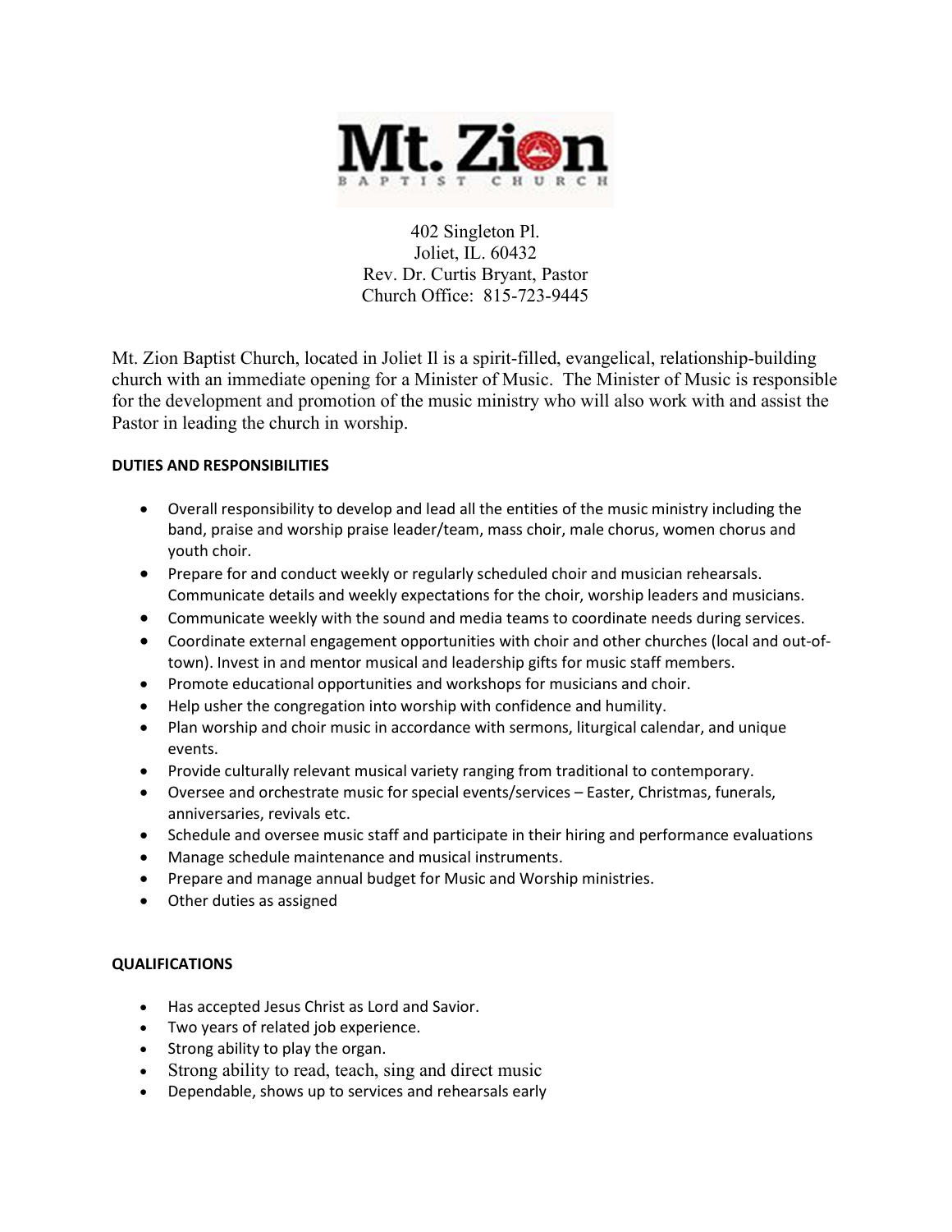# Mt. Zion BAPTIST CHURCH

402 Singleton Pl.
Joliet, IL. 60432
Rev. Dr. Curtis Bryant, Pastor
Church Office: 815-723-9445

Mt. Zion Baptist Church, located in Joliet Il is a spirit-filled, evangelical, relationship-building church with an immediate opening for a Minister of Music. The Minister of Music is responsible for the development and promotion of the music ministry who will also work with and assist the Pastor in leading the church in worship.

**DUTIES AND RESPONSIBILITIES**

- Overall responsibility to develop and lead all the entities of the music ministry including the band, praise and worship praise leader/team, mass choir, male chorus, women chorus and youth choir.
- Prepare for and conduct weekly or regularly scheduled choir and musician rehearsals. Communicate details and weekly expectations for the choir, worship leaders and musicians.
- Communicate weekly with the sound and media teams to coordinate needs during services.
- Coordinate external engagement opportunities with choir and other churches (local and out-of-town). Invest in and mentor musical and leadership gifts for music staff members.
- Promote educational opportunities and workshops for musicians and choir.
- Help usher the congregation into worship with confidence and humility.
- Plan worship and choir music in accordance with sermons, liturgical calendar, and unique events.
- Provide culturally relevant musical variety ranging from traditional to contemporary.
- Oversee and orchestrate music for special events/services – Easter, Christmas, funerals, anniversaries, revivals etc.
- Schedule and oversee music staff and participate in their hiring and performance evaluations
- Manage schedule maintenance and musical instruments.
- Prepare and manage annual budget for Music and Worship ministries.
- Other duties as assigned

**QUALIFICATIONS**

- Has accepted Jesus Christ as Lord and Savior.
- Two years of related job experience.
- Strong ability to play the organ.
- Strong ability to read, teach, sing and direct music
- Dependable, shows up to services and rehearsals early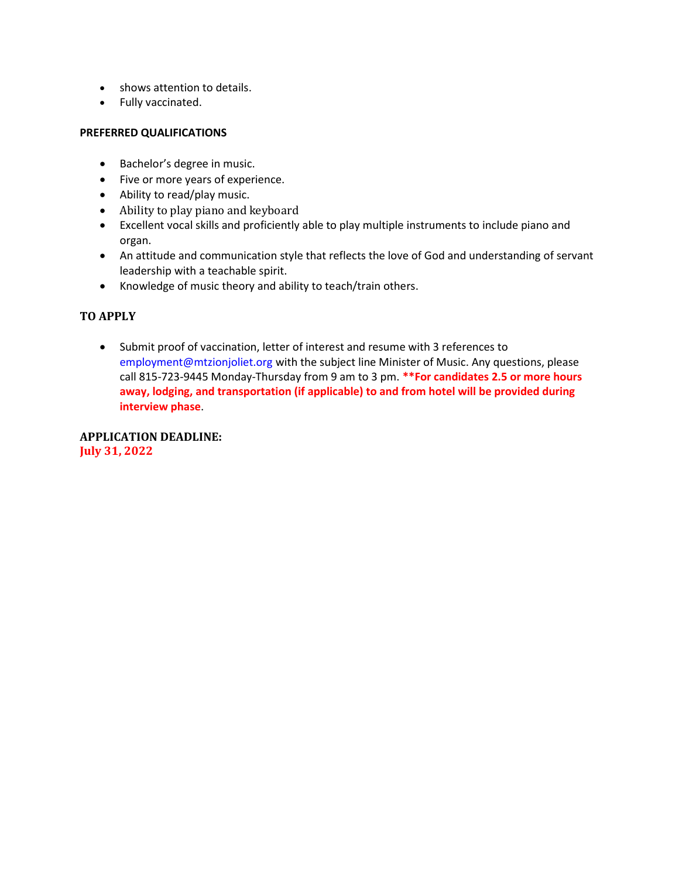- shows attention to details.
- Fully vaccinated.

**PREFERRED QUALIFICATIONS**

- Bachelor's degree in music.
- Five or more years of experience.
- Ability to read/play music.
- Ability to play piano and keyboard
- Excellent vocal skills and proficiently able to play multiple instruments to include piano and organ.
- An attitude and communication style that reflects the love of God and understanding of servant leadership with a teachable spirit.
- Knowledge of music theory and ability to teach/train others.

**TO APPLY**

- Submit proof of vaccination, letter of interest and resume with 3 references to employment@mtzionjoliet.org with the subject line Minister of Music. Any questions, please call 815-723-9445 Monday-Thursday from 9 am to 3 pm. **\*\*For candidates 2.5 or more hours away, lodging, and transportation (if applicable) to and from hotel will be provided during interview phase**.

**APPLICATION DEADLINE:**
**July 31, 2022**